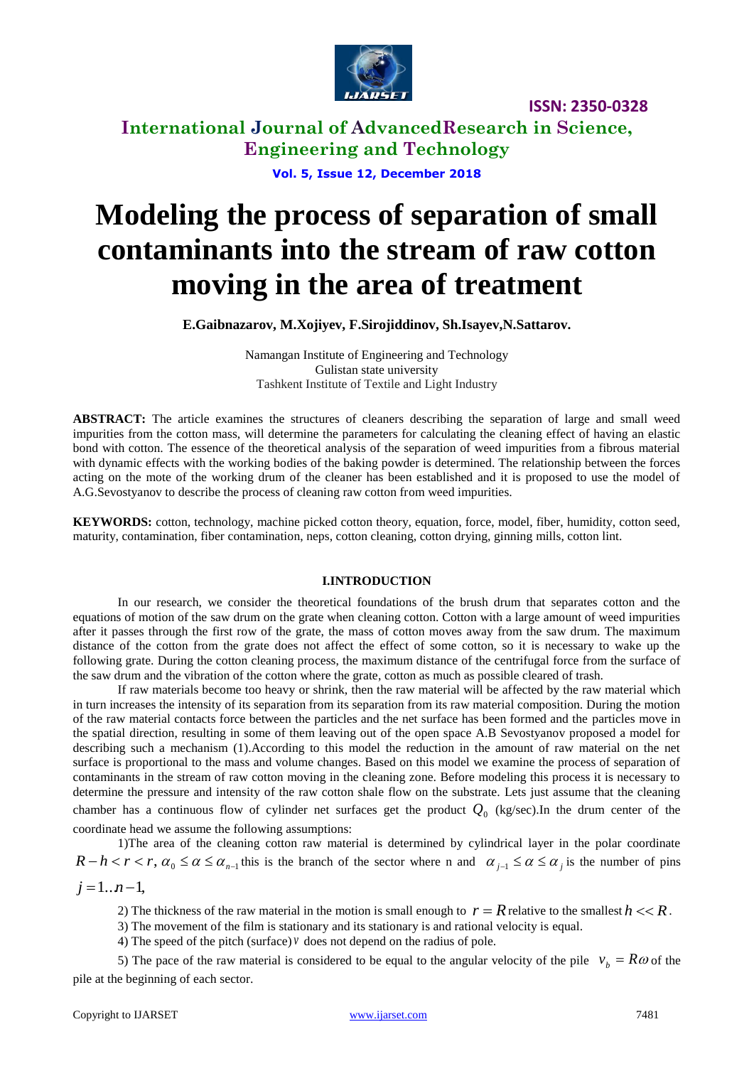# Modeling the process of separation of small contaminants into the stream of raw cotton moving in the area of treatment

**E.Gaibnazarov, M.Xojiyev, F.Sirojiddinov, Sh.Isayev,N.Sattarov.**

Namangan Institute of Engineering and Technology
Gulistan state university
Tashkent Institute of Textile and Light Industry

**ABSTRACT:** The article examines the structures of cleaners describing the separation of large and small weed impurities from the cotton mass, will determine the parameters for calculating the cleaning effect of having an elastic bond with cotton. The essence of the theoretical analysis of the separation of weed impurities from a fibrous material with dynamic effects with the working bodies of the baking powder is determined. The relationship between the forces acting on the mote of the working drum of the cleaner has been established and it is proposed to use the model of A.G.Sevostyanov to describe the process of cleaning raw cotton from weed impurities.

**KEYWORDS:** cotton, technology, machine picked cotton theory, equation, force, model, fiber, humidity, cotton seed, maturity, contamination, fiber contamination, neps, cotton cleaning, cotton drying, ginning mills, cotton lint.

## I.INTRODUCTION

In our research, we consider the theoretical foundations of the brush drum that separates cotton and the equations of motion of the saw drum on the grate when cleaning cotton. Cotton with a large amount of weed impurities after it passes through the first row of the grate, the mass of cotton moves away from the saw drum. The maximum distance of the cotton from the grate does not affect the effect of some cotton, so it is necessary to wake up the following grate. During the cotton cleaning process, the maximum distance of the centrifugal force from the surface of the saw drum and the vibration of the cotton where the grate, cotton as much as possible cleared of trash.

If raw materials become too heavy or shrink, then the raw material will be affected by the raw material which in turn increases the intensity of its separation from its separation from its raw material composition. During the motion of the raw material contacts force between the particles and the net surface has been formed and the particles move in the spatial direction, resulting in some of them leaving out of the open space A.B Sevostyanov proposed a model for describing such a mechanism (1).According to this model the reduction in the amount of raw material on the net surface is proportional to the mass and volume changes. Based on this model we examine the process of separation of contaminants in the stream of raw cotton moving in the cleaning zone. Before modeling this process it is necessary to determine the pressure and intensity of the raw cotton shale flow on the substrate. Lets just assume that the cleaning chamber has a continuous flow of cylinder net surfaces get the product $Q_0$ (kg/sec).In the drum center of the coordinate head we assume the following assumptions:

1)The area of the cleaning cotton raw material is determined by cylindrical layer in the polar coordinate $R-h<r<r$, $\alpha_0 \le \alpha \le \alpha_{n-1}$ this is the branch of the sector where n and $\alpha_{j-1} \le \alpha \le \alpha_j$ is the number of pins $j=1..n-1$,

2) The thickness of the raw material in the motion is small enough to $r=R$ relative to the smallest $h \ll R$.

3) The movement of the film is stationary and its stationary is and rational velocity is equal.

4) The speed of the pitch (surface) $v$ does not depend on the radius of pole.

5) The pace of the raw material is considered to be equal to the angular velocity of the pile $v_b = R\omega$ of the pile at the beginning of each sector.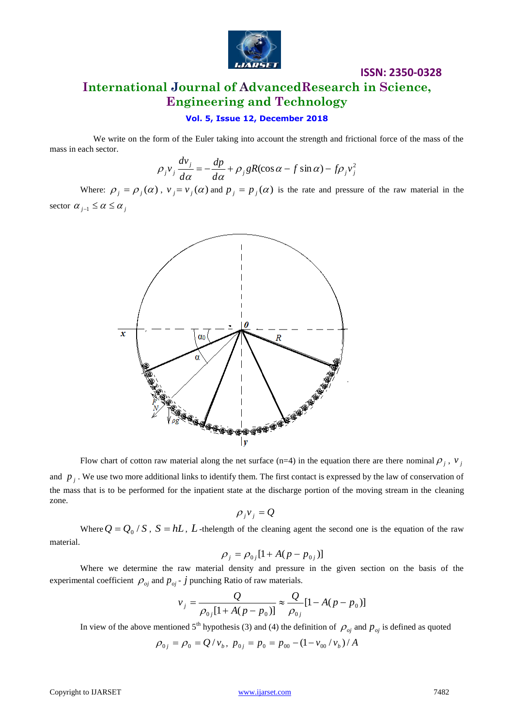We write on the form of the Euler taking into account the strength and frictional force of the mass of the mass in each sector.

$$\rho_j v_j \frac{dv_j}{d\alpha} = -\frac{dp}{d\alpha} + \rho_j g R(\cos\alpha - f\sin\alpha) - f\rho_j v_j^2$$

Where: $\rho_j = \rho_j(\alpha)$, $v_j = v_j(\alpha)$ and $p_j = p_j(\alpha)$ is the rate and pressure of the raw material in the sector $\alpha_{j-1} \le \alpha \le \alpha_j$

Flow chart of cotton raw material along the net surface (n=4) in the equation there are there nominal $\rho_j$, $v_j$ and $p_j$. We use two more additional links to identify them. The first contact is expressed by the law of conservation of the mass that is to be performed for the inpatient state at the discharge portion of the moving stream in the cleaning zone.

$$\rho_j v_j = Q$$

Where $Q = Q_0 / S$, $S = hL$, $L$ -thelength of the cleaning agent the second one is the equation of the raw material.

$$\rho_j = \rho_{0j}[1 + A(p - p_{0j})]$$

Where we determine the raw material density and pressure in the given section on the basis of the experimental coefficient $\rho_{oj}$ and $p_{oj}$ - $j$ punching Ratio of raw materials.

$$v_j = \frac{Q}{\rho_{0j}[1 + A(p - p_0)]} \approx \frac{Q}{\rho_{0j}}[1 - A(p - p_0)]$$

In view of the above mentioned 5[th] hypothesis (3) and (4) the definition of $\rho_{oj}$ and $p_{oj}$ is defined as quoted

$$\rho_{0j} = \rho_0 = Q / v_b, \; p_{0j} = p_0 = p_{00} - (1 - v_{00} / v_b) / A$$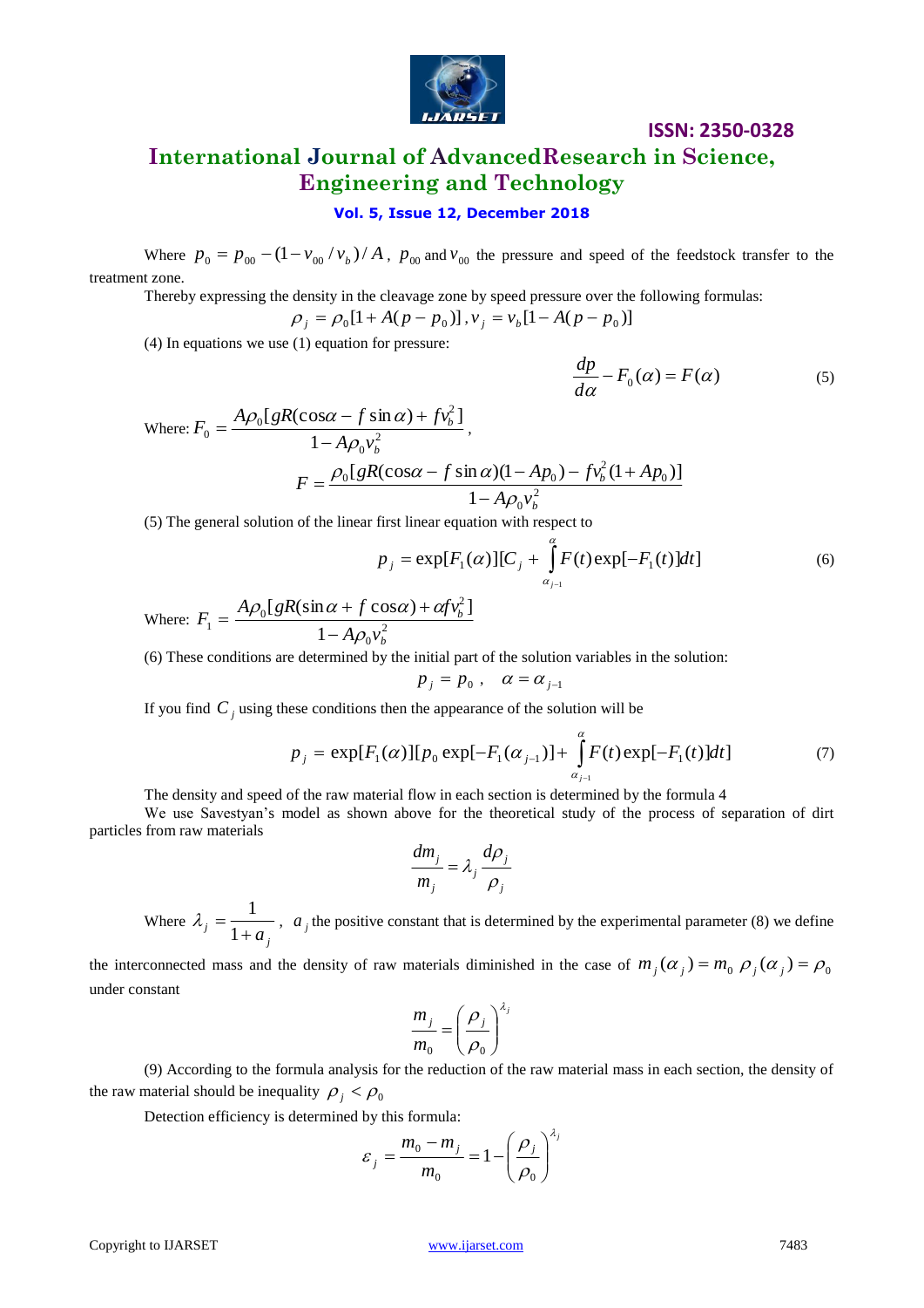Where $p_0 = p_{00} - (1 - v_{00} / v_b) / A$, $p_{00}$ and $v_{00}$ the pressure and speed of the feedstock transfer to the treatment zone.

Thereby expressing the density in the cleavage zone by speed pressure over the following formulas:

$$\rho_j = \rho_0 [1 + A(p - p_0)], v_j = v_b [1 - A(p - p_0)]$$

(4) In equations we use (1) equation for pressure:

$$\frac{dp}{d\alpha} - F_0(\alpha) = F(\alpha) \tag{5}$$

Where: $F_0 = \dfrac{A\rho_0 [gR(\cos\alpha - f\sin\alpha) + fv_b^2]}{1 - A\rho_0 v_b^2}$,

$$F = \frac{\rho_0 [gR(\cos\alpha - f\sin\alpha)(1 - Ap_0) - fv_b^2 (1 + Ap_0)]}{1 - A\rho_0 v_b^2}$$

(5) The general solution of the linear first linear equation with respect to

$$p_j = \exp[F_1(\alpha)][C_j + \int_{\alpha_{j-1}}^{\alpha} F(t)\exp[-F_1(t)]dt] \tag{6}$$

Where: $F_1 = \dfrac{A\rho_0 [gR(\sin\alpha + f\cos\alpha) + \alpha f v_b^2]}{1 - A\rho_0 v_b^2}$

(6) These conditions are determined by the initial part of the solution variables in the solution:

$$p_j = p_0 , \quad \alpha = \alpha_{j-1}$$

If you find $C_j$ using these conditions then the appearance of the solution will be

$$p_j = \exp[F_1(\alpha)][p_0 \exp[-F_1(\alpha_{j-1})] + \int_{\alpha_{j-1}}^{\alpha} F(t)\exp[-F_1(t)]dt] \tag{7}$$

The density and speed of the raw material flow in each section is determined by the formula 4

We use Savestyan's model as shown above for the theoretical study of the process of separation of dirt particles from raw materials

$$\frac{dm_j}{m_j} = \lambda_j \frac{d\rho_j}{\rho_j}$$

Where $\lambda_j = \dfrac{1}{1 + a_j}$, $a_j$ the positive constant that is determined by the experimental parameter (8) we define the interconnected mass and the density of raw materials diminished in the case of $m_j(\alpha_j) = m_0$ $\rho_j(\alpha_j) = \rho_0$ under constant

$$\frac{m_j}{m_0} = \left(\frac{\rho_j}{\rho_0}\right)^{\lambda_j}$$

(9) According to the formula analysis for the reduction of the raw material mass in each section, the density of the raw material should be inequality $\rho_j < \rho_0$

Detection efficiency is determined by this formula:

$$\varepsilon_j = \frac{m_0 - m_j}{m_0} = 1 - \left(\frac{\rho_j}{\rho_0}\right)^{\lambda_j}$$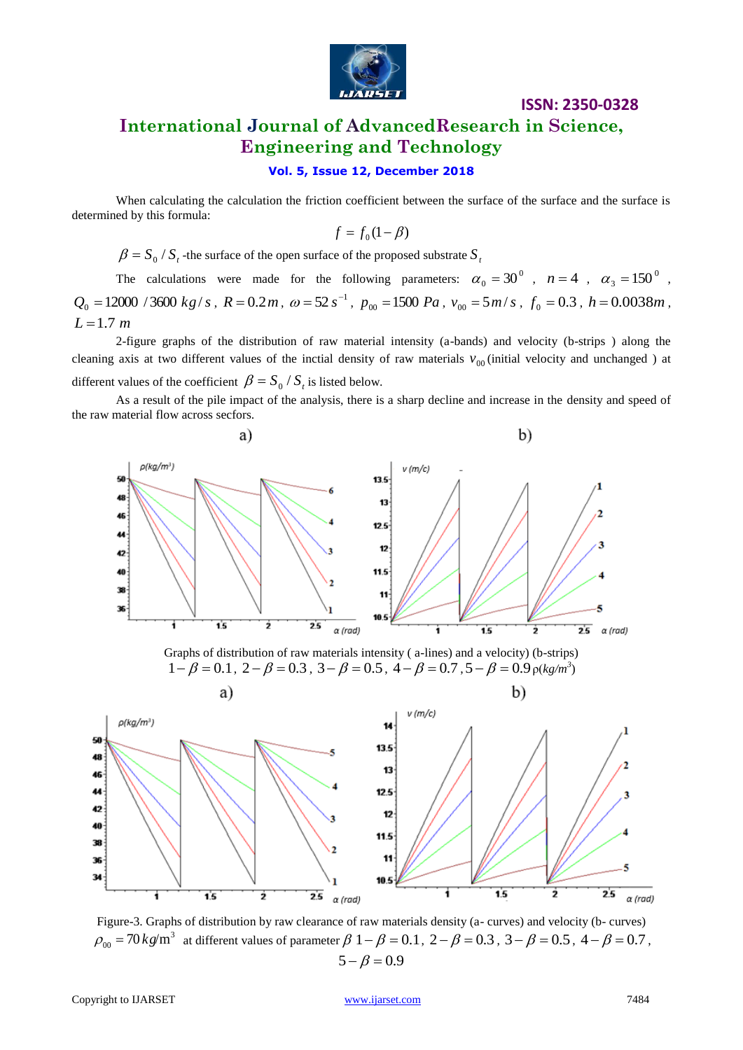When calculating the calculation the friction coefficient between the surface of the surface and the surface is determined by this formula:

$$f = f_0(1-\beta)$$

$\beta = S_0 / S_t$ -the surface of the open surface of the proposed substrate $S_t$

The calculations were made for the following parameters: $\alpha_0 = 30^0$, $n = 4$, $\alpha_3 = 150^0$, $Q_0 = 12000\ /3600\ kg/s$, $R = 0.2\,m$, $\omega = 52\,s^{-1}$, $p_{00} = 1500\ Pa$, $v_{00} = 5\,m/s$, $f_0 = 0.3$, $h = 0.0038m$, $L = 1.7\ m$

2-figure graphs of the distribution of raw material intensity (a-bands) and velocity (b-strips ) along the cleaning axis at two different values of the inctial density of raw materials $v_{00}$ (initial velocity and unchanged ) at different values of the coefficient $\beta = S_0 / S_t$ is listed below.

As a result of the pile impact of the analysis, there is a sharp decline and increase in the density and speed of the raw material flow across secfors.

Graphs of distribution of raw materials intensity ( a-lines) and a velocity) (b-strips) $1-\beta = 0.1$, $2-\beta = 0.3$, $3-\beta = 0.5$, $4-\beta = 0.7$, $5-\beta = 0.9$ $\rho(kg/m^3)$

Figure-3. Graphs of distribution by raw clearance of raw materials density (a- curves) and velocity (b- curves) $\rho_{00} = 70\,kg/m^3$ at different values of parameter $\beta$ $1-\beta = 0.1$, $2-\beta = 0.3$, $3-\beta = 0.5$, $4-\beta = 0.7$, $5-\beta = 0.9$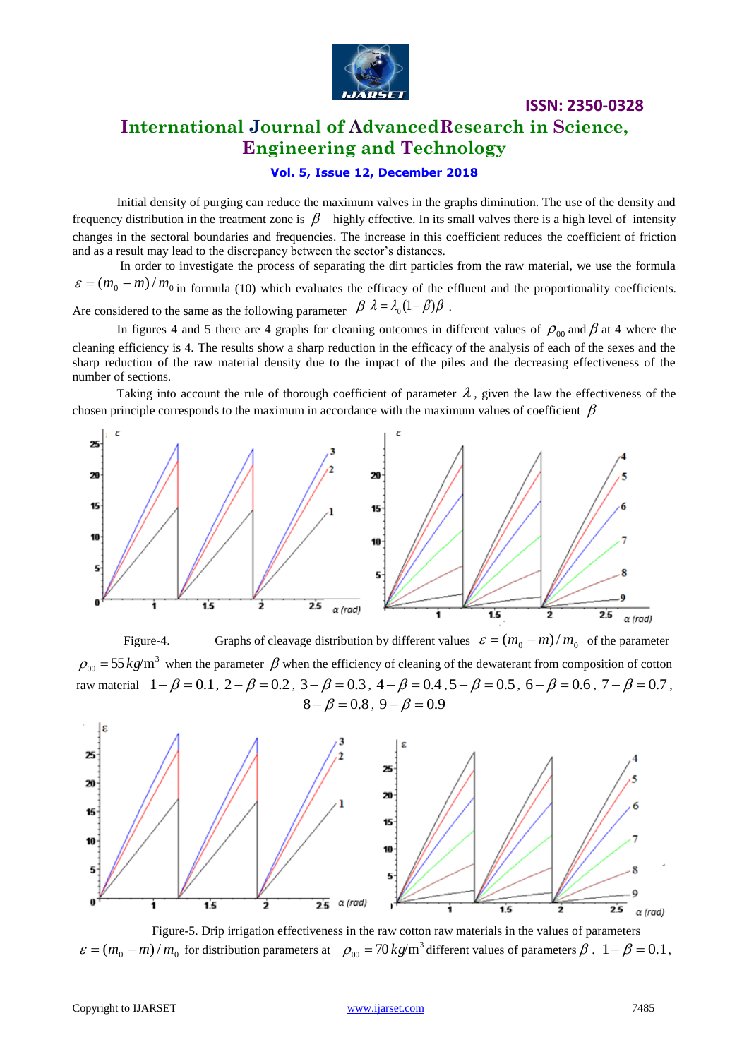Initial density of purging can reduce the maximum valves in the graphs diminution. The use of the density and frequency distribution in the treatment zone is $\beta$ highly effective. In its small valves there is a high level of intensity changes in the sectoral boundaries and frequencies. The increase in this coefficient reduces the coefficient of friction and as a result may lead to the discrepancy between the sector's distances.

In order to investigate the process of separating the dirt particles from the raw material, we use the formula $\varepsilon = (m_0 - m)/m_0$ in formula (10) which evaluates the efficacy of the effluent and the proportionality coefficients. Are considered to the same as the following parameter $\beta$ $\lambda = \lambda_0(1-\beta)\beta$ .

In figures 4 and 5 there are 4 graphs for cleaning outcomes in different values of $\rho_{00}$ and $\beta$ at 4 where the cleaning efficiency is 4. The results show a sharp reduction in the efficacy of the analysis of each of the sexes and the sharp reduction of the raw material density due to the impact of the piles and the decreasing effectiveness of the number of sections.

Taking into account the rule of thorough coefficient of parameter $\lambda$, given the law the effectiveness of the chosen principle corresponds to the maximum in accordance with the maximum values of coefficient $\beta$

Figure-4. Graphs of cleavage distribution by different values $\varepsilon = (m_0 - m)/m_0$ of the parameter $\rho_{00} = 55\,kg/\mathrm{m}^3$ when the parameter $\beta$ when the efficiency of cleaning of the dewaterant from composition of cotton raw material $1-\beta = 0.1$, $2-\beta = 0.2$, $3-\beta = 0.3$, $4-\beta = 0.4$, $5-\beta = 0.5$, $6-\beta = 0.6$, $7-\beta = 0.7$, $8-\beta = 0.8$, $9-\beta = 0.9$

Figure-5. Drip irrigation effectiveness in the raw cotton raw materials in the values of parameters $\varepsilon = (m_0 - m)/m_0$ for distribution parameters at $\rho_{00} = 70\,kg/\mathrm{m}^3$ different values of parameters $\beta$. $1-\beta = 0.1$,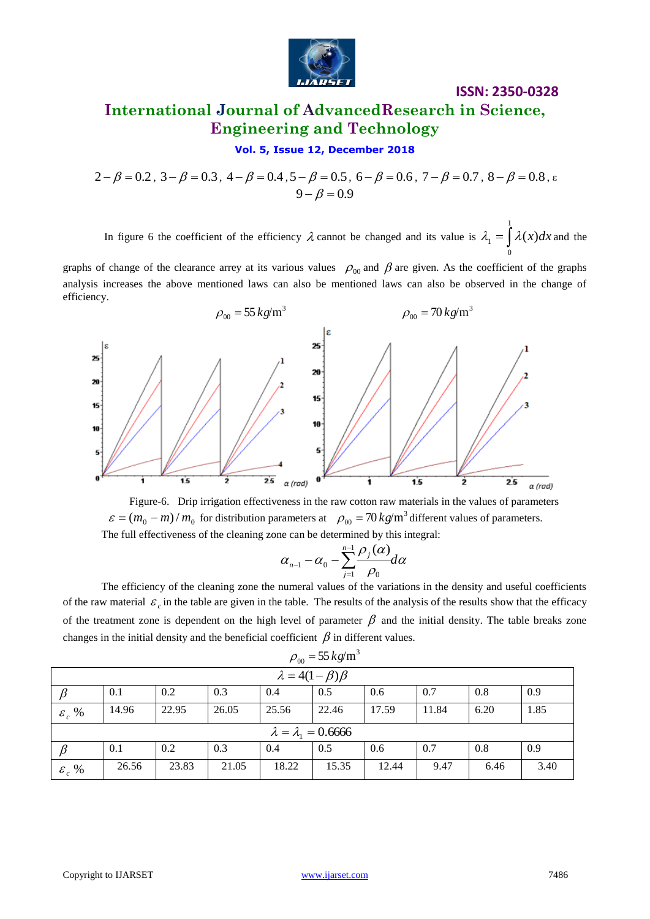$$2-\beta=0.2,\ 3-\beta=0.3,\ 4-\beta=0.4,5-\beta=0.5,\ 6-\beta=0.6,\ 7-\beta=0.7,\ 8-\beta=0.8,\varepsilon$$
$$9-\beta=0.9$$

In figure 6 the coefficient of the efficiency $\lambda$ cannot be changed and its value is $\lambda_1=\int_0^1\lambda(x)dx$ and the graphs of change of the clearance arrey at its various values $\rho_{00}$ and $\beta$ are given. As the coefficient of the graphs analysis increases the above mentioned laws can also be mentioned laws can also be observed in the change of efficiency.

$\rho_{00}=55\,kg/\mathrm{m}^3$ $\rho_{00}=70\,kg/\mathrm{m}^3$

Figure-6. Drip irrigation effectiveness in the raw cotton raw materials in the values of parameters $\varepsilon=(m_0-m)/m_0$ for distribution parameters at $\rho_{00}=70\,kg/\mathrm{m}^3$ different values of parameters.

The full effectiveness of the cleaning zone can be determined by this integral:

$$\alpha_{n-1}-\alpha_0-\sum_{j=1}^{n-1}\frac{\rho_j(\alpha)}{\rho_0}d\alpha$$

The efficiency of the cleaning zone the numeral values of the variations in the density and useful coefficients of the raw material $\varepsilon_c$ in the table are given in the table. The results of the analysis of the results show that the efficacy of the treatment zone is dependent on the high level of parameter $\beta$ and the initial density. The table breaks zone changes in the initial density and the beneficial coefficient $\beta$ in different values.

$\rho_{00}=55\,kg/\mathrm{m}^3$

| $\lambda=4(1-\beta)\beta$ | | | | | | | | | |
|---|---|---|---|---|---|---|---|---|---|
| $\beta$ | 0.1 | 0.2 | 0.3 | 0.4 | 0.5 | 0.6 | 0.7 | 0.8 | 0.9 |
| $\varepsilon_c$ % | 14.96 | 22.95 | 26.05 | 25.56 | 22.46 | 17.59 | 11.84 | 6.20 | 1.85 |
| $\lambda=\lambda_1=0.6666$ | | | | | | | | | |
| $\beta$ | 0.1 | 0.2 | 0.3 | 0.4 | 0.5 | 0.6 | 0.7 | 0.8 | 0.9 |
| $\varepsilon_c$ % | 26.56 | 23.83 | 21.05 | 18.22 | 15.35 | 12.44 | 9.47 | 6.46 | 3.40 |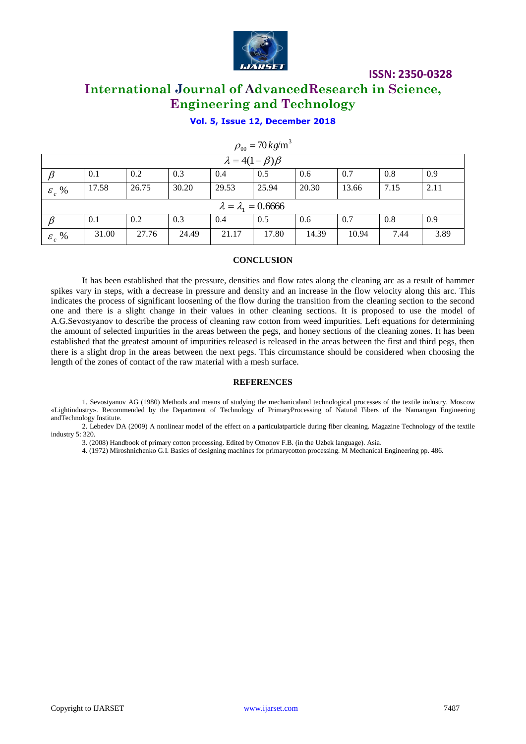$\rho_{00} = 70\,kg/\text{m}^3$

| | | | | | | | | | |
|---|---|---|---|---|---|---|---|---|---|
| $\lambda = 4(1-\beta)\beta$ | | | | | | | | | |
| $\beta$ | 0.1 | 0.2 | 0.3 | 0.4 | 0.5 | 0.6 | 0.7 | 0.8 | 0.9 |
| $\varepsilon_c$ % | 17.58 | 26.75 | 30.20 | 29.53 | 25.94 | 20.30 | 13.66 | 7.15 | 2.11 |
| $\lambda = \lambda_1 = 0.6666$ | | | | | | | | | |
| $\beta$ | 0.1 | 0.2 | 0.3 | 0.4 | 0.5 | 0.6 | 0.7 | 0.8 | 0.9 |
| $\varepsilon_c$ % | 31.00 | 27.76 | 24.49 | 21.17 | 17.80 | 14.39 | 10.94 | 7.44 | 3.89 |

## CONCLUSION

It has been established that the pressure, densities and flow rates along the cleaning arc as a result of hammer spikes vary in steps, with a decrease in pressure and density and an increase in the flow velocity along this arc. This indicates the process of significant loosening of the flow during the transition from the cleaning section to the second one and there is a slight change in their values in other cleaning sections. It is proposed to use the model of A.G.Sevostyanov to describe the process of cleaning raw cotton from weed impurities. Left equations for determining the amount of selected impurities in the areas between the pegs, and honey sections of the cleaning zones. It has been established that the greatest amount of impurities released is released in the areas between the first and third pegs, then there is a slight drop in the areas between the next pegs. This circumstance should be considered when choosing the length of the zones of contact of the raw material with a mesh surface.

## REFERENCES

1. Sevostyanov AG (1980) Methods and means of studying the mechanicaland technological processes of the textile industry. Moscow «Lightindustry». Recommended by the Department of Technology of PrimaryProcessing of Natural Fibers of the Namangan Engineering andTechnology Institute.
2. Lebedev DA (2009) A nonlinear model of the effect on a particulatparticle during fiber cleaning. Magazine Technology of the textile industry 5: 320.
3. (2008) Handbook of primary cotton processing. Edited by Omonov F.B. (in the Uzbek language). Asia.
4. (1972) Miroshnichenko G.I. Basics of designing machines for primarycotton processing. M Mechanical Engineering pp. 486.